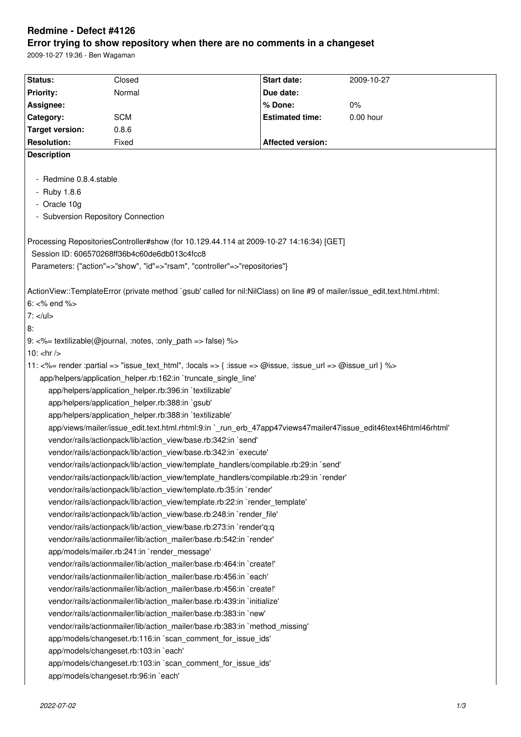# Redmine - Defect #4126

## Error trying to show repository when there are no comments in a changeset

2009-10-27 19:36 - Ben Wagaman

| Status: | Closed | Start date: | 2009-10-27 |
|---|---|---|---|
| Priority: | Normal | Due date: | |
| Assignee: | | % Done: | 0% |
| Category: | SCM | Estimated time: | 0.00 hour |
| Target version: | 0.8.6 | | |
| Resolution: | Fixed | Affected version: | |

**Description**

- Redmine 0.8.4.stable
- Ruby 1.8.6
- Oracle 10g
- Subversion Repository Connection

```
Processing RepositoriesController#show (for 10.129.44.114 at 2009-10-27 14:16:34) [GET]
  Session ID: 606570268ff36b4c60de6db013c4fcc8
  Parameters: {"action"=>"show", "id"=>"rsam", "controller"=>"repositories"}

ActionView::TemplateError (private method `gsub' called for nil:NilClass) on line #9 of mailer/issue_edit.text.html.rhtml:
6: <% end %>
7: </ul>
8:
9: <%= textilizable(@journal, :notes, :only_path => false) %>
10: <hr />
11: <%= render :partial => "issue_text_html", :locals => { :issue => @issue, :issue_url => @issue_url } %>
    app/helpers/application_helper.rb:162:in `truncate_single_line'
      app/helpers/application_helper.rb:396:in `textilizable'
      app/helpers/application_helper.rb:388:in `gsub'
      app/helpers/application_helper.rb:388:in `textilizable'
      app/views/mailer/issue_edit.text.html.rhtml:9:in `_run_erb_47app47views47mailer47issue_edit46text46html46rhtml'
      vendor/rails/actionpack/lib/action_view/base.rb:342:in `send'
      vendor/rails/actionpack/lib/action_view/base.rb:342:in `execute'
      vendor/rails/actionpack/lib/action_view/template_handlers/compilable.rb:29:in `send'
      vendor/rails/actionpack/lib/action_view/template_handlers/compilable.rb:29:in `render'
      vendor/rails/actionpack/lib/action_view/template.rb:35:in `render'
      vendor/rails/actionpack/lib/action_view/template.rb:22:in `render_template'
      vendor/rails/actionpack/lib/action_view/base.rb:248:in `render_file'
      vendor/rails/actionpack/lib/action_view/base.rb:273:in `render'q:q
      vendor/rails/actionmailer/lib/action_mailer/base.rb:542:in `render'
      app/models/mailer.rb:241:in `render_message'
      vendor/rails/actionmailer/lib/action_mailer/base.rb:464:in `create!'
      vendor/rails/actionmailer/lib/action_mailer/base.rb:456:in `each'
      vendor/rails/actionmailer/lib/action_mailer/base.rb:456:in `create!'
      vendor/rails/actionmailer/lib/action_mailer/base.rb:439:in `initialize'
      vendor/rails/actionmailer/lib/action_mailer/base.rb:383:in `new'
      vendor/rails/actionmailer/lib/action_mailer/base.rb:383:in `method_missing'
      app/models/changeset.rb:116:in `scan_comment_for_issue_ids'
      app/models/changeset.rb:103:in `each'
      app/models/changeset.rb:103:in `scan_comment_for_issue_ids'
      app/models/changeset.rb:96:in `each'
```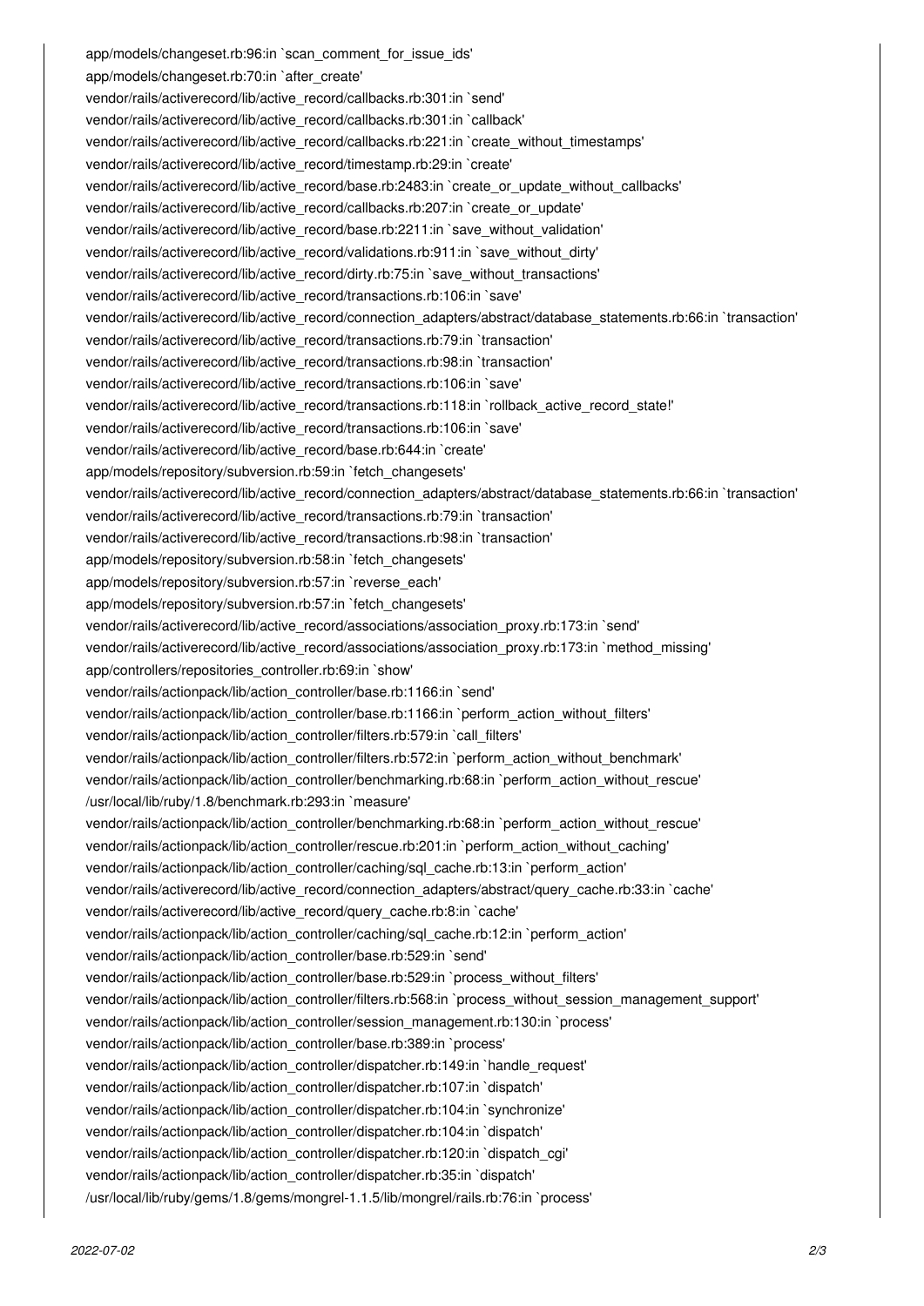```
app/models/changeset.rb:96:in `scan_comment_for_issue_ids'
app/models/changeset.rb:70:in `after_create'
vendor/rails/activerecord/lib/active_record/callbacks.rb:301:in `send'
vendor/rails/activerecord/lib/active_record/callbacks.rb:301:in `callback'
vendor/rails/activerecord/lib/active_record/callbacks.rb:221:in `create_without_timestamps'
vendor/rails/activerecord/lib/active_record/timestamp.rb:29:in `create'
vendor/rails/activerecord/lib/active_record/base.rb:2483:in `create_or_update_without_callbacks'
vendor/rails/activerecord/lib/active_record/callbacks.rb:207:in `create_or_update'
vendor/rails/activerecord/lib/active_record/base.rb:2211:in `save_without_validation'
vendor/rails/activerecord/lib/active_record/validations.rb:911:in `save_without_dirty'
vendor/rails/activerecord/lib/active_record/dirty.rb:75:in `save_without_transactions'
vendor/rails/activerecord/lib/active_record/transactions.rb:106:in `save'
vendor/rails/activerecord/lib/active_record/connection_adapters/abstract/database_statements.rb:66:in `transaction'
vendor/rails/activerecord/lib/active_record/transactions.rb:79:in `transaction'
vendor/rails/activerecord/lib/active_record/transactions.rb:98:in `transaction'
vendor/rails/activerecord/lib/active_record/transactions.rb:106:in `save'
vendor/rails/activerecord/lib/active_record/transactions.rb:118:in `rollback_active_record_state!'
vendor/rails/activerecord/lib/active_record/transactions.rb:106:in `save'
vendor/rails/activerecord/lib/active_record/base.rb:644:in `create'
app/models/repository/subversion.rb:59:in `fetch_changesets'
vendor/rails/activerecord/lib/active_record/connection_adapters/abstract/database_statements.rb:66:in `transaction'
vendor/rails/activerecord/lib/active_record/transactions.rb:79:in `transaction'
vendor/rails/activerecord/lib/active_record/transactions.rb:98:in `transaction'
app/models/repository/subversion.rb:58:in `fetch_changesets'
app/models/repository/subversion.rb:57:in `reverse_each'
app/models/repository/subversion.rb:57:in `fetch_changesets'
vendor/rails/activerecord/lib/active_record/associations/association_proxy.rb:173:in `send'
vendor/rails/activerecord/lib/active_record/associations/association_proxy.rb:173:in `method_missing'
app/controllers/repositories_controller.rb:69:in `show'
vendor/rails/actionpack/lib/action_controller/base.rb:1166:in `send'
vendor/rails/actionpack/lib/action_controller/base.rb:1166:in `perform_action_without_filters'
vendor/rails/actionpack/lib/action_controller/filters.rb:579:in `call_filters'
vendor/rails/actionpack/lib/action_controller/filters.rb:572:in `perform_action_without_benchmark'
vendor/rails/actionpack/lib/action_controller/benchmarking.rb:68:in `perform_action_without_rescue'
/usr/local/lib/ruby/1.8/benchmark.rb:293:in `measure'
vendor/rails/actionpack/lib/action_controller/benchmarking.rb:68:in `perform_action_without_rescue'
vendor/rails/actionpack/lib/action_controller/rescue.rb:201:in `perform_action_without_caching'
vendor/rails/actionpack/lib/action_controller/caching/sql_cache.rb:13:in `perform_action'
vendor/rails/activerecord/lib/active_record/connection_adapters/abstract/query_cache.rb:33:in `cache'
vendor/rails/activerecord/lib/active_record/query_cache.rb:8:in `cache'
vendor/rails/actionpack/lib/action_controller/caching/sql_cache.rb:12:in `perform_action'
vendor/rails/actionpack/lib/action_controller/base.rb:529:in `send'
vendor/rails/actionpack/lib/action_controller/base.rb:529:in `process_without_filters'
vendor/rails/actionpack/lib/action_controller/filters.rb:568:in `process_without_session_management_support'
vendor/rails/actionpack/lib/action_controller/session_management.rb:130:in `process'
vendor/rails/actionpack/lib/action_controller/base.rb:389:in `process'
vendor/rails/actionpack/lib/action_controller/dispatcher.rb:149:in `handle_request'
vendor/rails/actionpack/lib/action_controller/dispatcher.rb:107:in `dispatch'
vendor/rails/actionpack/lib/action_controller/dispatcher.rb:104:in `synchronize'
vendor/rails/actionpack/lib/action_controller/dispatcher.rb:104:in `dispatch'
vendor/rails/actionpack/lib/action_controller/dispatcher.rb:120:in `dispatch_cgi'
vendor/rails/actionpack/lib/action_controller/dispatcher.rb:35:in `dispatch'
/usr/local/lib/ruby/gems/1.8/gems/mongrel-1.1.5/lib/mongrel/rails.rb:76:in `process'
```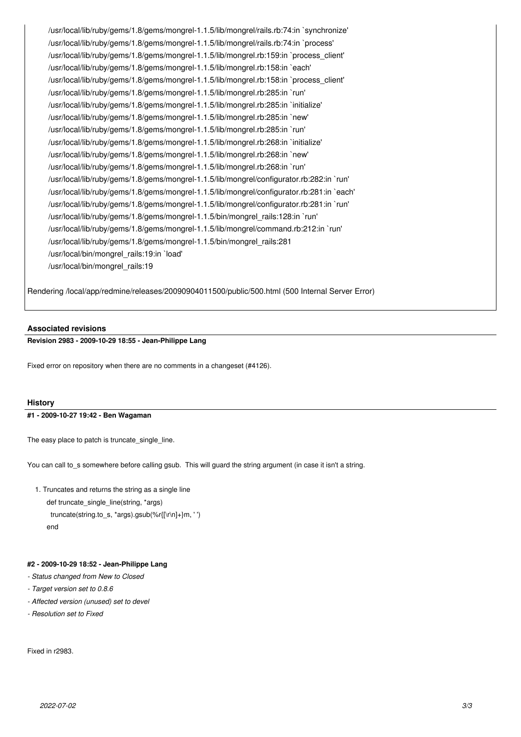```
/usr/local/lib/ruby/gems/1.8/gems/mongrel-1.1.5/lib/mongrel/rails.rb:74:in `synchronize'
/usr/local/lib/ruby/gems/1.8/gems/mongrel-1.1.5/lib/mongrel/rails.rb:74:in `process'
/usr/local/lib/ruby/gems/1.8/gems/mongrel-1.1.5/lib/mongrel.rb:159:in `process_client'
/usr/local/lib/ruby/gems/1.8/gems/mongrel-1.1.5/lib/mongrel.rb:158:in `each'
/usr/local/lib/ruby/gems/1.8/gems/mongrel-1.1.5/lib/mongrel.rb:158:in `process_client'
/usr/local/lib/ruby/gems/1.8/gems/mongrel-1.1.5/lib/mongrel.rb:285:in `run'
/usr/local/lib/ruby/gems/1.8/gems/mongrel-1.1.5/lib/mongrel.rb:285:in `initialize'
/usr/local/lib/ruby/gems/1.8/gems/mongrel-1.1.5/lib/mongrel.rb:285:in `new'
/usr/local/lib/ruby/gems/1.8/gems/mongrel-1.1.5/lib/mongrel.rb:285:in `run'
/usr/local/lib/ruby/gems/1.8/gems/mongrel-1.1.5/lib/mongrel.rb:268:in `initialize'
/usr/local/lib/ruby/gems/1.8/gems/mongrel-1.1.5/lib/mongrel.rb:268:in `new'
/usr/local/lib/ruby/gems/1.8/gems/mongrel-1.1.5/lib/mongrel.rb:268:in `run'
/usr/local/lib/ruby/gems/1.8/gems/mongrel-1.1.5/lib/mongrel/configurator.rb:282:in `run'
/usr/local/lib/ruby/gems/1.8/gems/mongrel-1.1.5/lib/mongrel/configurator.rb:281:in `each'
/usr/local/lib/ruby/gems/1.8/gems/mongrel-1.1.5/lib/mongrel/configurator.rb:281:in `run'
/usr/local/lib/ruby/gems/1.8/gems/mongrel-1.1.5/bin/mongrel_rails:128:in `run'
/usr/local/lib/ruby/gems/1.8/gems/mongrel-1.1.5/lib/mongrel/command.rb:212:in `run'
/usr/local/lib/ruby/gems/1.8/gems/mongrel-1.1.5/bin/mongrel_rails:281
/usr/local/bin/mongrel_rails:19:in `load'
/usr/local/bin/mongrel_rails:19

Rendering /local/app/redmine/releases/20090904011500/public/500.html (500 Internal Server Error)
```

## Associated revisions

**Revision 2983 - 2009-10-29 18:55 - Jean-Philippe Lang**

Fixed error on repository when there are no comments in a changeset (#4126).

## History

**#1 - 2009-10-27 19:42 - Ben Wagaman**

The easy place to patch is truncate_single_line.

You can call to_s somewhere before calling gsub. This will guard the string argument (in case it isn't a string.

1. Truncates and returns the string as a single line

```
def truncate_single_line(string, *args)
  truncate(string.to_s, *args).gsub(%r{[\r\n]+}m, ' ')
end
```

**#2 - 2009-10-29 18:52 - Jean-Philippe Lang**

- *Status changed from New to Closed*
- *Target version set to 0.8.6*
- *Affected version (unused) set to devel*
- *Resolution set to Fixed*

Fixed in r2983.